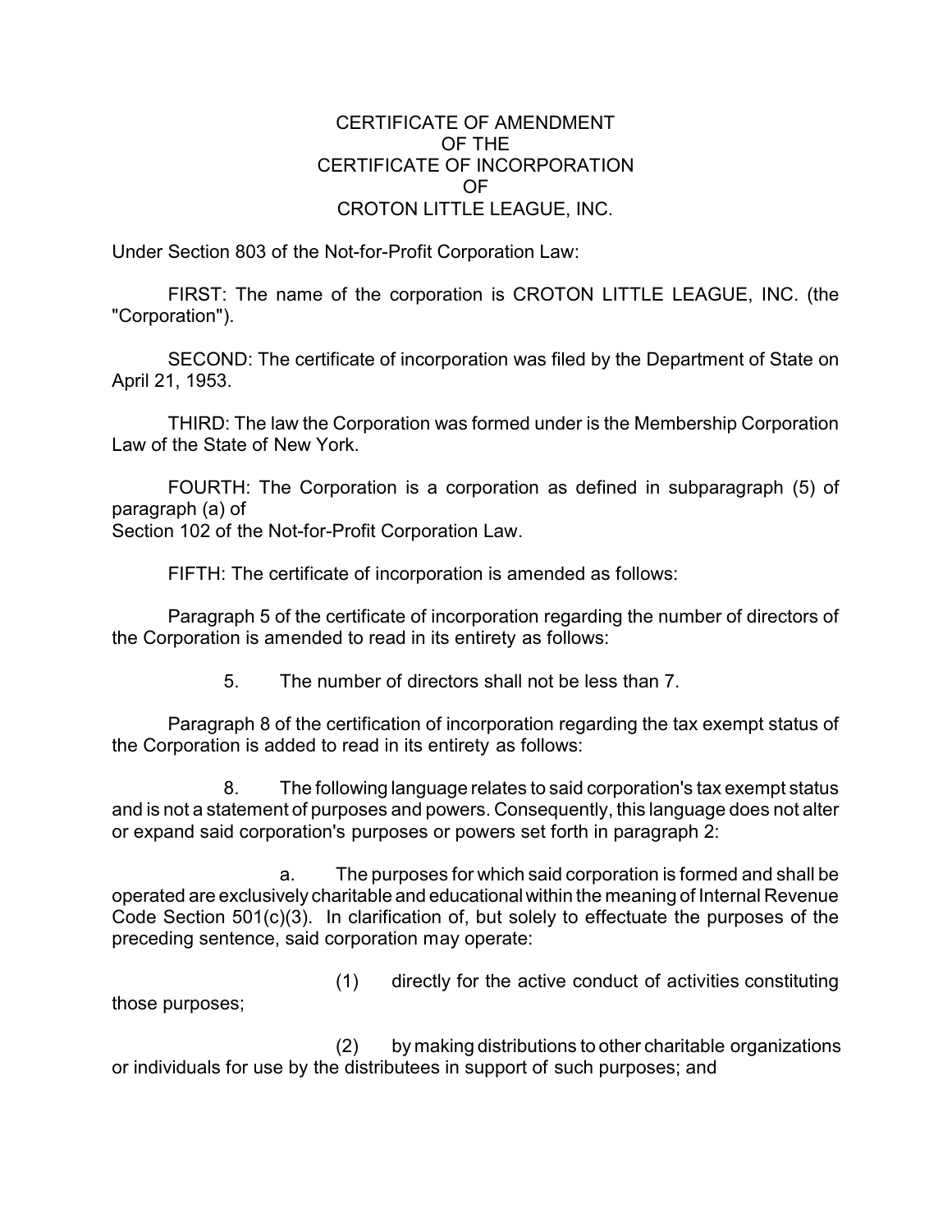# CERTIFICATE OF AMENDMENT
# OF THE
# CERTIFICATE OF INCORPORATION
# OF
# CROTON LITTLE LEAGUE, INC.

Under Section 803 of the Not-for-Profit Corporation Law:

FIRST: The name of the corporation is CROTON LITTLE LEAGUE, INC. (the "Corporation").

SECOND: The certificate of incorporation was filed by the Department of State on April 21, 1953.

THIRD: The law the Corporation was formed under is the Membership Corporation Law of the State of New York.

FOURTH: The Corporation is a corporation as defined in subparagraph (5) of paragraph (a) of Section 102 of the Not-for-Profit Corporation Law.

FIFTH: The certificate of incorporation is amended as follows:

Paragraph 5 of the certificate of incorporation regarding the number of directors of the Corporation is amended to read in its entirety as follows:

5. The number of directors shall not be less than 7.

Paragraph 8 of the certification of incorporation regarding the tax exempt status of the Corporation is added to read in its entirety as follows:

8. The following language relates to said corporation's tax exempt status and is not a statement of purposes and powers. Consequently, this language does not alter or expand said corporation's purposes or powers set forth in paragraph 2:

a. The purposes for which said corporation is formed and shall be operated are exclusively charitable and educational within the meaning of Internal Revenue Code Section 501(c)(3). In clarification of, but solely to effectuate the purposes of the preceding sentence, said corporation may operate:

(1) directly for the active conduct of activities constituting those purposes;

(2) by making distributions to other charitable organizations or individuals for use by the distributees in support of such purposes; and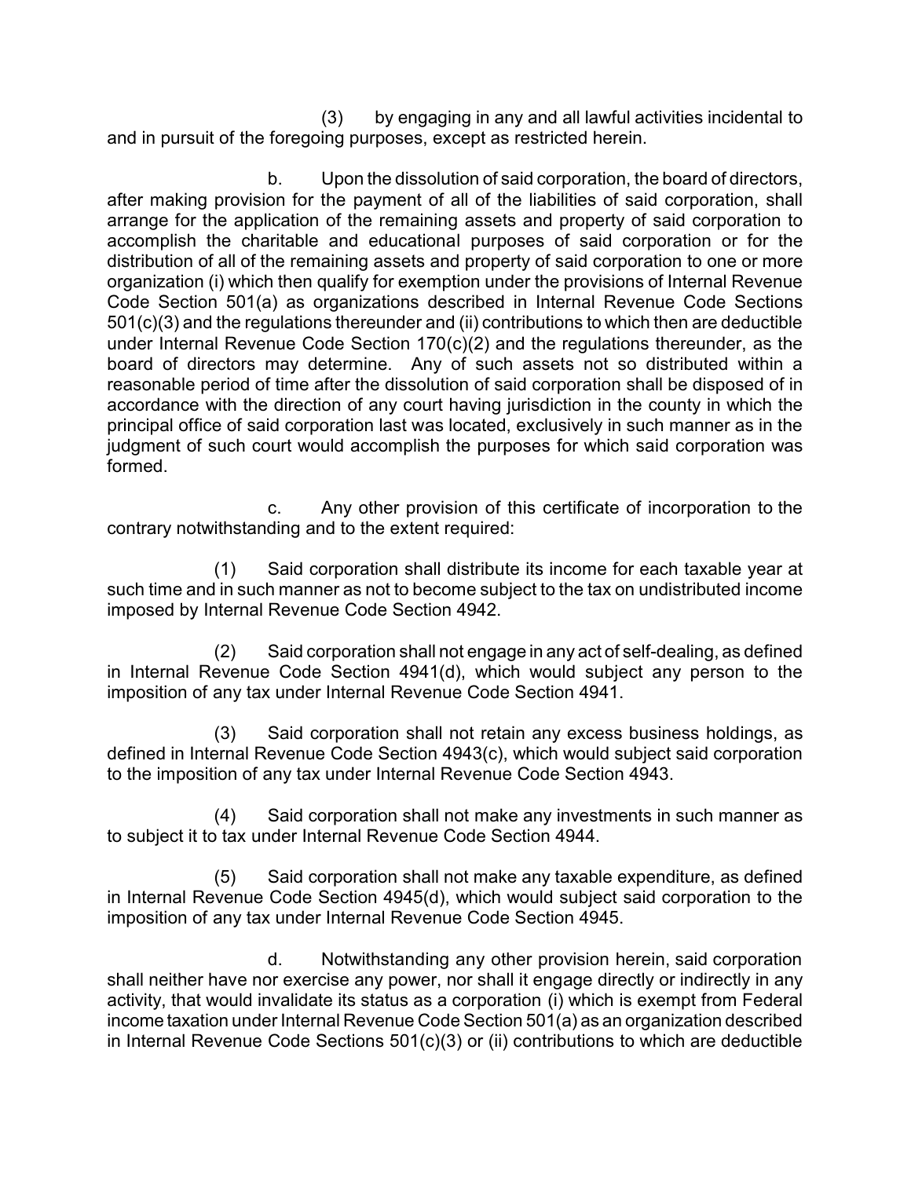(3) by engaging in any and all lawful activities incidental to and in pursuit of the foregoing purposes, except as restricted herein.

b. Upon the dissolution of said corporation, the board of directors, after making provision for the payment of all of the liabilities of said corporation, shall arrange for the application of the remaining assets and property of said corporation to accomplish the charitable and educational purposes of said corporation or for the distribution of all of the remaining assets and property of said corporation to one or more organization (i) which then qualify for exemption under the provisions of Internal Revenue Code Section 501(a) as organizations described in Internal Revenue Code Sections 501(c)(3) and the regulations thereunder and (ii) contributions to which then are deductible under Internal Revenue Code Section 170(c)(2) and the regulations thereunder, as the board of directors may determine. Any of such assets not so distributed within a reasonable period of time after the dissolution of said corporation shall be disposed of in accordance with the direction of any court having jurisdiction in the county in which the principal office of said corporation last was located, exclusively in such manner as in the judgment of such court would accomplish the purposes for which said corporation was formed.

c. Any other provision of this certificate of incorporation to the contrary notwithstanding and to the extent required:

(1) Said corporation shall distribute its income for each taxable year at such time and in such manner as not to become subject to the tax on undistributed income imposed by Internal Revenue Code Section 4942.

(2) Said corporation shall not engage in any act of self-dealing, as defined in Internal Revenue Code Section 4941(d), which would subject any person to the imposition of any tax under Internal Revenue Code Section 4941.

(3) Said corporation shall not retain any excess business holdings, as defined in Internal Revenue Code Section 4943(c), which would subject said corporation to the imposition of any tax under Internal Revenue Code Section 4943.

(4) Said corporation shall not make any investments in such manner as to subject it to tax under Internal Revenue Code Section 4944.

(5) Said corporation shall not make any taxable expenditure, as defined in Internal Revenue Code Section 4945(d), which would subject said corporation to the imposition of any tax under Internal Revenue Code Section 4945.

d. Notwithstanding any other provision herein, said corporation shall neither have nor exercise any power, nor shall it engage directly or indirectly in any activity, that would invalidate its status as a corporation (i) which is exempt from Federal income taxation under Internal Revenue Code Section 501(a) as an organization described in Internal Revenue Code Sections 501(c)(3) or (ii) contributions to which are deductible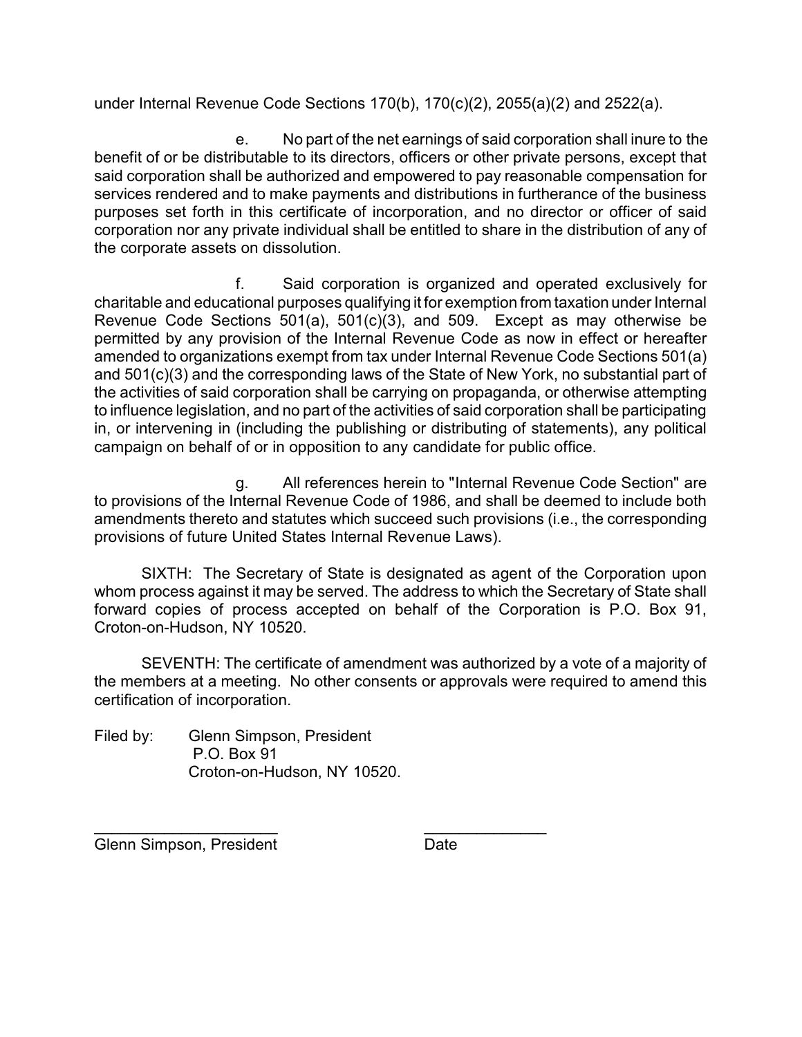under Internal Revenue Code Sections 170(b), 170(c)(2), 2055(a)(2) and 2522(a).

e. No part of the net earnings of said corporation shall inure to the benefit of or be distributable to its directors, officers or other private persons, except that said corporation shall be authorized and empowered to pay reasonable compensation for services rendered and to make payments and distributions in furtherance of the business purposes set forth in this certificate of incorporation, and no director or officer of said corporation nor any private individual shall be entitled to share in the distribution of any of the corporate assets on dissolution.

f. Said corporation is organized and operated exclusively for charitable and educational purposes qualifying it for exemption from taxation under Internal Revenue Code Sections 501(a), 501(c)(3), and 509. Except as may otherwise be permitted by any provision of the Internal Revenue Code as now in effect or hereafter amended to organizations exempt from tax under Internal Revenue Code Sections 501(a) and 501(c)(3) and the corresponding laws of the State of New York, no substantial part of the activities of said corporation shall be carrying on propaganda, or otherwise attempting to influence legislation, and no part of the activities of said corporation shall be participating in, or intervening in (including the publishing or distributing of statements), any political campaign on behalf of or in opposition to any candidate for public office.

g. All references herein to "Internal Revenue Code Section" are to provisions of the Internal Revenue Code of 1986, and shall be deemed to include both amendments thereto and statutes which succeed such provisions (i.e., the corresponding provisions of future United States Internal Revenue Laws).

SIXTH: The Secretary of State is designated as agent of the Corporation upon whom process against it may be served. The address to which the Secretary of State shall forward copies of process accepted on behalf of the Corporation is P.O. Box 91, Croton-on-Hudson, NY 10520.

SEVENTH: The certificate of amendment was authorized by a vote of a majority of the members at a meeting. No other consents or approvals were required to amend this certification of incorporation.

Filed by: Glenn Simpson, President
P.O. Box 91
Croton-on-Hudson, NY 10520.

_____________________ ______________

Glenn Simpson, President Date